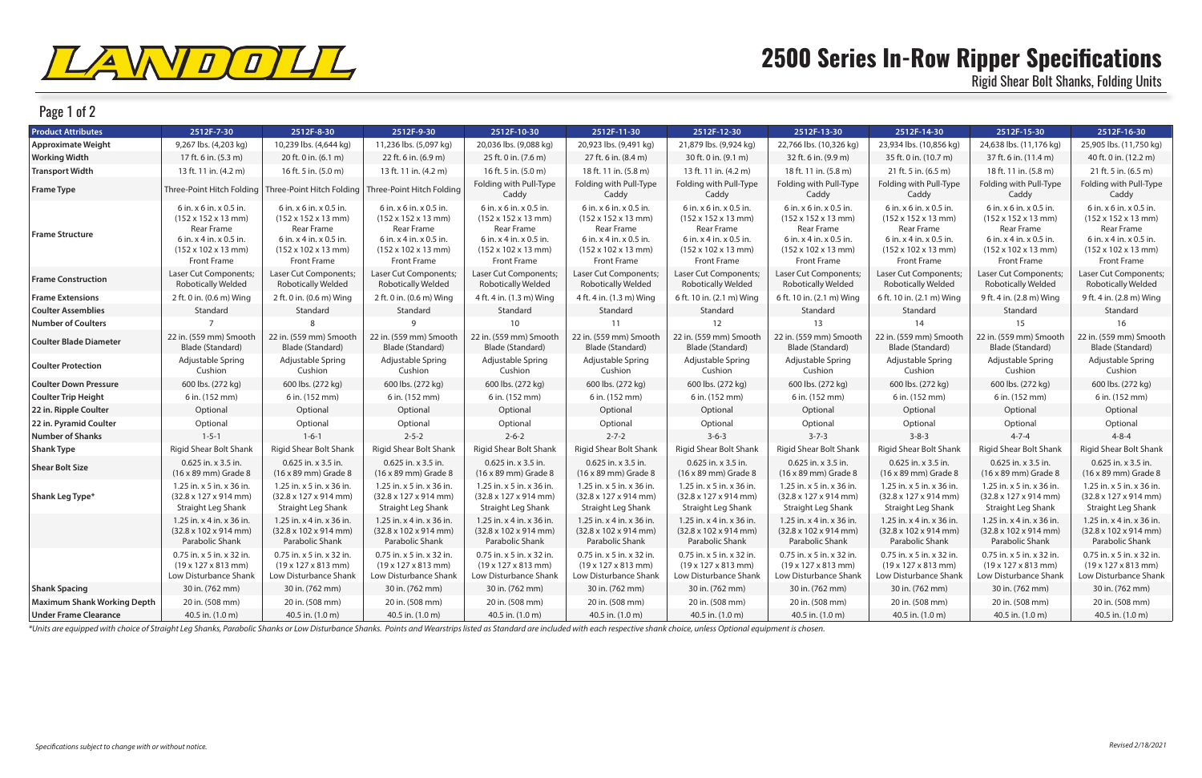LANDOLL

# 2500 Series In-Row Ripper Specifications

## Rigid Shear Bolt Shanks, Folding Units

Page 1 of 2

| Product Attributes | 2512F-7-30 | 2512F-8-30 | 2512F-9-30 | 2512F-10-30 | 2512F-11-30 | 2512F-12-30 | 2512F-13-30 | 2512F-14-30 | 2512F-15-30 | 2512F-16-30 |
|---|---|---|---|---|---|---|---|---|---|---|
| Approximate Weight | 9,267 lbs. (4,203 kg) | 10,239 lbs. (4,644 kg) | 11,236 lbs. (5,097 kg) | 20,036 lbs. (9,088 kg) | 20,923 lbs. (9,491 kg) | 21,879 lbs. (9,924 kg) | 22,766 lbs. (10,326 kg) | 23,934 lbs. (10,856 kg) | 24,638 lbs. (11,176 kg) | 25,905 lbs. (11,750 kg) |
| Working Width | 17 ft. 6 in. (5.3 m) | 20 ft. 0 in. (6.1 m) | 22 ft. 6 in. (6.9 m) | 25 ft. 0 in. (7.6 m) | 27 ft. 6 in. (8.4 m) | 30 ft. 0 in. (9.1 m) | 32 ft. 6 in. (9.9 m) | 35 ft. 0 in. (10.7 m) | 37 ft. 6 in. (11.4 m) | 40 ft. 0 in. (12.2 m) |
| Transport Width | 13 ft. 11 in. (4.2 m) | 16 ft. 5 in. (5.0 m) | 13 ft. 11 in. (4.2 m) | 16 ft. 5 in. (5.0 m) | 18 ft. 11 in. (5.8 m) | 13 ft. 11 in. (4.2 m) | 18 ft. 11 in. (5.8 m) | 21 ft. 5 in. (6.5 m) | 18 ft. 11 in. (5.8 m) | 21 ft. 5 in. (6.5 m) |
| Frame Type | Three-Point Hitch Folding | Three-Point Hitch Folding | Three-Point Hitch Folding | Folding with Pull-Type Caddy | Folding with Pull-Type Caddy | Folding with Pull-Type Caddy | Folding with Pull-Type Caddy | Folding with Pull-Type Caddy | Folding with Pull-Type Caddy | Folding with Pull-Type Caddy |
| Frame Structure | 6 in. x 6 in. x 0.5 in. (152 x 152 x 13 mm) Rear Frame 6 in. x 4 in. x 0.5 in. (152 x 102 x 13 mm) Front Frame | 6 in. x 6 in. x 0.5 in. (152 x 152 x 13 mm) Rear Frame 6 in. x 4 in. x 0.5 in. (152 x 102 x 13 mm) Front Frame | 6 in. x 6 in. x 0.5 in. (152 x 152 x 13 mm) Rear Frame 6 in. x 4 in. x 0.5 in. (152 x 102 x 13 mm) Front Frame | 6 in. x 6 in. x 0.5 in. (152 x 152 x 13 mm) Rear Frame 6 in. x 4 in. x 0.5 in. (152 x 102 x 13 mm) Front Frame | 6 in. x 6 in. x 0.5 in. (152 x 152 x 13 mm) Rear Frame 6 in. x 4 in. x 0.5 in. (152 x 102 x 13 mm) Front Frame | 6 in. x 6 in. x 0.5 in. (152 x 152 x 13 mm) Rear Frame 6 in. x 4 in. x 0.5 in. (152 x 102 x 13 mm) Front Frame | 6 in. x 6 in. x 0.5 in. (152 x 152 x 13 mm) Rear Frame 6 in. x 4 in. x 0.5 in. (152 x 102 x 13 mm) Front Frame | 6 in. x 6 in. x 0.5 in. (152 x 152 x 13 mm) Rear Frame 6 in. x 4 in. x 0.5 in. (152 x 102 x 13 mm) Front Frame | 6 in. x 6 in. x 0.5 in. (152 x 152 x 13 mm) Rear Frame 6 in. x 4 in. x 0.5 in. (152 x 102 x 13 mm) Front Frame | 6 in. x 6 in. x 0.5 in. (152 x 152 x 13 mm) Rear Frame 6 in. x 4 in. x 0.5 in. (152 x 102 x 13 mm) Front Frame |
| Frame Construction | Laser Cut Components; Robotically Welded | Laser Cut Components; Robotically Welded | Laser Cut Components; Robotically Welded | Laser Cut Components; Robotically Welded | Laser Cut Components; Robotically Welded | Laser Cut Components; Robotically Welded | Laser Cut Components; Robotically Welded | Laser Cut Components; Robotically Welded | Laser Cut Components; Robotically Welded | Laser Cut Components; Robotically Welded |
| Frame Extensions | 2 ft. 0 in. (0.6 m) Wing | 2 ft. 0 in. (0.6 m) Wing | 2 ft. 0 in. (0.6 m) Wing | 4 ft. 4 in. (1.3 m) Wing | 4 ft. 4 in. (1.3 m) Wing | 6 ft. 10 in. (2.1 m) Wing | 6 ft. 10 in. (2.1 m) Wing | 6 ft. 10 in. (2.1 m) Wing | 9 ft. 4 in. (2.8 m) Wing | 9 ft. 4 in. (2.8 m) Wing |
| Coulter Assemblies | Standard | Standard | Standard | Standard | Standard | Standard | Standard | Standard | Standard | Standard |
| Number of Coulters | 7 | 8 | 9 | 10 | 11 | 12 | 13 | 14 | 15 | 16 |
| Coulter Blade Diameter | 22 in. (559 mm) Smooth Blade (Standard) | 22 in. (559 mm) Smooth Blade (Standard) | 22 in. (559 mm) Smooth Blade (Standard) | 22 in. (559 mm) Smooth Blade (Standard) | 22 in. (559 mm) Smooth Blade (Standard) | 22 in. (559 mm) Smooth Blade (Standard) | 22 in. (559 mm) Smooth Blade (Standard) | 22 in. (559 mm) Smooth Blade (Standard) | 22 in. (559 mm) Smooth Blade (Standard) | 22 in. (559 mm) Smooth Blade (Standard) |
| Coulter Protection | Adjustable Spring Cushion | Adjustable Spring Cushion | Adjustable Spring Cushion | Adjustable Spring Cushion | Adjustable Spring Cushion | Adjustable Spring Cushion | Adjustable Spring Cushion | Adjustable Spring Cushion | Adjustable Spring Cushion | Adjustable Spring Cushion |
| Coulter Down Pressure | 600 lbs. (272 kg) | 600 lbs. (272 kg) | 600 lbs. (272 kg) | 600 lbs. (272 kg) | 600 lbs. (272 kg) | 600 lbs. (272 kg) | 600 lbs. (272 kg) | 600 lbs. (272 kg) | 600 lbs. (272 kg) | 600 lbs. (272 kg) |
| Coulter Trip Height | 6 in. (152 mm) | 6 in. (152 mm) | 6 in. (152 mm) | 6 in. (152 mm) | 6 in. (152 mm) | 6 in. (152 mm) | 6 in. (152 mm) | 6 in. (152 mm) | 6 in. (152 mm) | 6 in. (152 mm) |
| 22 in. Ripple Coulter | Optional | Optional | Optional | Optional | Optional | Optional | Optional | Optional | Optional | Optional |
| 22 in. Pyramid Coulter | Optional | Optional | Optional | Optional | Optional | Optional | Optional | Optional | Optional | Optional |
| Number of Shanks | 1-5-1 | 1-6-1 | 2-5-2 | 2-6-2 | 2-7-2 | 3-6-3 | 3-7-3 | 3-8-3 | 4-7-4 | 4-8-4 |
| Shank Type | Rigid Shear Bolt Shank | Rigid Shear Bolt Shank | Rigid Shear Bolt Shank | Rigid Shear Bolt Shank | Rigid Shear Bolt Shank | Rigid Shear Bolt Shank | Rigid Shear Bolt Shank | Rigid Shear Bolt Shank | Rigid Shear Bolt Shank | Rigid Shear Bolt Shank |
| Shear Bolt Size | 0.625 in. x 3.5 in. (16 x 89 mm) Grade 8 | 0.625 in. x 3.5 in. (16 x 89 mm) Grade 8 | 0.625 in. x 3.5 in. (16 x 89 mm) Grade 8 | 0.625 in. x 3.5 in. (16 x 89 mm) Grade 8 | 0.625 in. x 3.5 in. (16 x 89 mm) Grade 8 | 0.625 in. x 3.5 in. (16 x 89 mm) Grade 8 | 0.625 in. x 3.5 in. (16 x 89 mm) Grade 8 | 0.625 in. x 3.5 in. (16 x 89 mm) Grade 8 | 0.625 in. x 3.5 in. (16 x 89 mm) Grade 8 | 0.625 in. x 3.5 in. (16 x 89 mm) Grade 8 |
| Shank Leg Type* | 1.25 in. x 5 in. x 36 in. (32.8 x 127 x 914 mm) Straight Leg Shank | 1.25 in. x 5 in. x 36 in. (32.8 x 127 x 914 mm) Straight Leg Shank | 1.25 in. x 5 in. x 36 in. (32.8 x 127 x 914 mm) Straight Leg Shank | 1.25 in. x 5 in. x 36 in. (32.8 x 127 x 914 mm) Straight Leg Shank | 1.25 in. x 5 in. x 36 in. (32.8 x 127 x 914 mm) Straight Leg Shank | 1.25 in. x 5 in. x 36 in. (32.8 x 127 x 914 mm) Straight Leg Shank | 1.25 in. x 5 in. x 36 in. (32.8 x 127 x 914 mm) Straight Leg Shank | 1.25 in. x 5 in. x 36 in. (32.8 x 127 x 914 mm) Straight Leg Shank | 1.25 in. x 5 in. x 36 in. (32.8 x 127 x 914 mm) Straight Leg Shank | 1.25 in. x 5 in. x 36 in. (32.8 x 127 x 914 mm) Straight Leg Shank |
| | 1.25 in. x 4 in. x 36 in. (32.8 x 102 x 914 mm) Parabolic Shank | 1.25 in. x 4 in. x 36 in. (32.8 x 102 x 914 mm) Parabolic Shank | 1.25 in. x 4 in. x 36 in. (32.8 x 102 x 914 mm) Parabolic Shank | 1.25 in. x 4 in. x 36 in. (32.8 x 102 x 914 mm) Parabolic Shank | 1.25 in. x 4 in. x 36 in. (32.8 x 102 x 914 mm) Parabolic Shank | 1.25 in. x 4 in. x 36 in. (32.8 x 102 x 914 mm) Parabolic Shank | 1.25 in. x 4 in. x 36 in. (32.8 x 102 x 914 mm) Parabolic Shank | 1.25 in. x 4 in. x 36 in. (32.8 x 102 x 914 mm) Parabolic Shank | 1.25 in. x 4 in. x 36 in. (32.8 x 102 x 914 mm) Parabolic Shank | 1.25 in. x 4 in. x 36 in. (32.8 x 102 x 914 mm) Parabolic Shank |
| | 0.75 in. x 5 in. x 32 in. (19 x 127 x 813 mm) Low Disturbance Shank | 0.75 in. x 5 in. x 32 in. (19 x 127 x 813 mm) Low Disturbance Shank | 0.75 in. x 5 in. x 32 in. (19 x 127 x 813 mm) Low Disturbance Shank | 0.75 in. x 5 in. x 32 in. (19 x 127 x 813 mm) Low Disturbance Shank | 0.75 in. x 5 in. x 32 in. (19 x 127 x 813 mm) Low Disturbance Shank | 0.75 in. x 5 in. x 32 in. (19 x 127 x 813 mm) Low Disturbance Shank | 0.75 in. x 5 in. x 32 in. (19 x 127 x 813 mm) Low Disturbance Shank | 0.75 in. x 5 in. x 32 in. (19 x 127 x 813 mm) Low Disturbance Shank | 0.75 in. x 5 in. x 32 in. (19 x 127 x 813 mm) Low Disturbance Shank | 0.75 in. x 5 in. x 32 in. (19 x 127 x 813 mm) Low Disturbance Shank |
| Shank Spacing | 30 in. (762 mm) | 30 in. (762 mm) | 30 in. (762 mm) | 30 in. (762 mm) | 30 in. (762 mm) | 30 in. (762 mm) | 30 in. (762 mm) | 30 in. (762 mm) | 30 in. (762 mm) | 30 in. (762 mm) |
| Maximum Shank Working Depth | 20 in. (508 mm) | 20 in. (508 mm) | 20 in. (508 mm) | 20 in. (508 mm) | 20 in. (508 mm) | 20 in. (508 mm) | 20 in. (508 mm) | 20 in. (508 mm) | 20 in. (508 mm) | 20 in. (508 mm) |
| Under Frame Clearance | 40.5 in. (1.0 m) | 40.5 in. (1.0 m) | 40.5 in. (1.0 m) | 40.5 in. (1.0 m) | 40.5 in. (1.0 m) | 40.5 in. (1.0 m) | 40.5 in. (1.0 m) | 40.5 in. (1.0 m) | 40.5 in. (1.0 m) | 40.5 in. (1.0 m) |

*\*Units are equipped with choice of Straight Leg Shanks, Parabolic Shanks or Low Disturbance Shanks. Points and Wearstrips listed as Standard are included with each respective shank choice, unless Optional equipment is chosen.*

*Specifications subject to change with or without notice.*

*Revised 2/18/2021*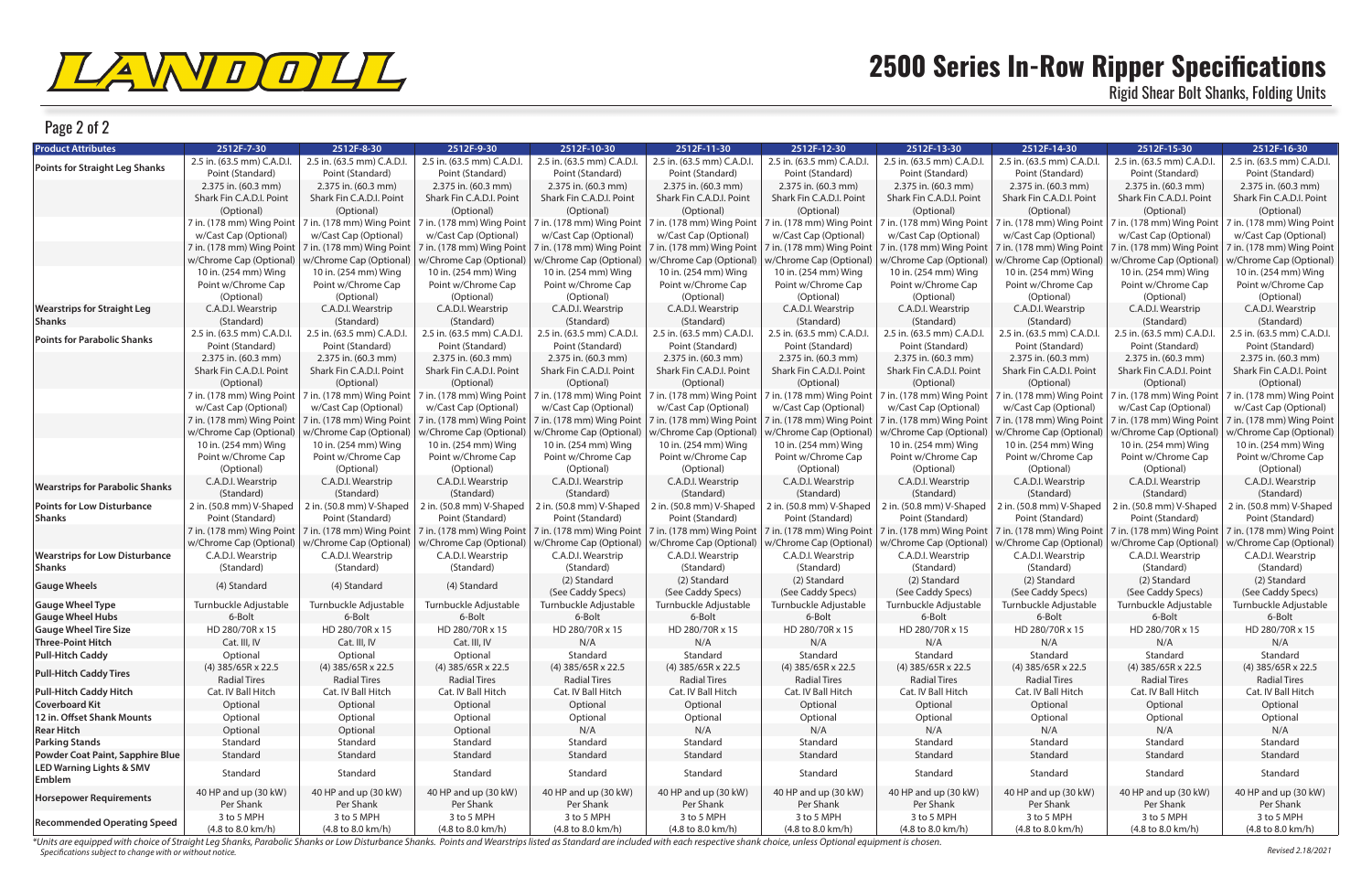# 2500 Series In-Row Ripper Specifications

## Rigid Shear Bolt Shanks, Folding Units

| Product Attributes | 2512F-7-30 | 2512F-8-30 | 2512F-9-30 | 2512F-10-30 | 2512F-11-30 | 2512F-12-30 | 2512F-13-30 | 2512F-14-30 | 2512F-15-30 | 2512F-16-30 |
|---|---|---|---|---|---|---|---|---|---|---|
| Points for Straight Leg Shanks | 2.5 in. (63.5 mm) C.A.D.I. Point (Standard) | 2.5 in. (63.5 mm) C.A.D.I. Point (Standard) | 2.5 in. (63.5 mm) C.A.D.I. Point (Standard) | 2.5 in. (63.5 mm) C.A.D.I. Point (Standard) | 2.5 in. (63.5 mm) C.A.D.I. Point (Standard) | 2.5 in. (63.5 mm) C.A.D.I. Point (Standard) | 2.5 in. (63.5 mm) C.A.D.I. Point (Standard) | 2.5 in. (63.5 mm) C.A.D.I. Point (Standard) | 2.5 in. (63.5 mm) C.A.D.I. Point (Standard) | 2.5 in. (63.5 mm) C.A.D.I. Point (Standard) |
| | 2.375 in. (60.3 mm) Shark Fin C.A.D.I. Point (Optional) | 2.375 in. (60.3 mm) Shark Fin C.A.D.I. Point (Optional) | 2.375 in. (60.3 mm) Shark Fin C.A.D.I. Point (Optional) | 2.375 in. (60.3 mm) Shark Fin C.A.D.I. Point (Optional) | 2.375 in. (60.3 mm) Shark Fin C.A.D.I. Point (Optional) | 2.375 in. (60.3 mm) Shark Fin C.A.D.I. Point (Optional) | 2.375 in. (60.3 mm) Shark Fin C.A.D.I. Point (Optional) | 2.375 in. (60.3 mm) Shark Fin C.A.D.I. Point (Optional) | 2.375 in. (60.3 mm) Shark Fin C.A.D.I. Point (Optional) | 2.375 in. (60.3 mm) Shark Fin C.A.D.I. Point (Optional) |
| | 7 in. (178 mm) Wing Point w/Cast Cap (Optional) | 7 in. (178 mm) Wing Point w/Cast Cap (Optional) | 7 in. (178 mm) Wing Point w/Cast Cap (Optional) | 7 in. (178 mm) Wing Point w/Cast Cap (Optional) | 7 in. (178 mm) Wing Point w/Cast Cap (Optional) | 7 in. (178 mm) Wing Point w/Cast Cap (Optional) | 7 in. (178 mm) Wing Point w/Cast Cap (Optional) | 7 in. (178 mm) Wing Point w/Cast Cap (Optional) | 7 in. (178 mm) Wing Point w/Cast Cap (Optional) | 7 in. (178 mm) Wing Point w/Cast Cap (Optional) |
| | 7 in. (178 mm) Wing Point w/Chrome Cap (Optional) | 7 in. (178 mm) Wing Point w/Chrome Cap (Optional) | 7 in. (178 mm) Wing Point w/Chrome Cap (Optional) | 7 in. (178 mm) Wing Point w/Chrome Cap (Optional) | 7 in. (178 mm) Wing Point w/Chrome Cap (Optional) | 7 in. (178 mm) Wing Point w/Chrome Cap (Optional) | 7 in. (178 mm) Wing Point w/Chrome Cap (Optional) | 7 in. (178 mm) Wing Point w/Chrome Cap (Optional) | 7 in. (178 mm) Wing Point w/Chrome Cap (Optional) | 7 in. (178 mm) Wing Point w/Chrome Cap (Optional) |
| | 10 in. (254 mm) Wing Point w/Chrome Cap (Optional) | 10 in. (254 mm) Wing Point w/Chrome Cap (Optional) | 10 in. (254 mm) Wing Point w/Chrome Cap (Optional) | 10 in. (254 mm) Wing Point w/Chrome Cap (Optional) | 10 in. (254 mm) Wing Point w/Chrome Cap (Optional) | 10 in. (254 mm) Wing Point w/Chrome Cap (Optional) | 10 in. (254 mm) Wing Point w/Chrome Cap (Optional) | 10 in. (254 mm) Wing Point w/Chrome Cap (Optional) | 10 in. (254 mm) Wing Point w/Chrome Cap (Optional) | 10 in. (254 mm) Wing Point w/Chrome Cap (Optional) |
| Wearstrips for Straight Leg Shanks | C.A.D.I. Wearstrip (Standard) | C.A.D.I. Wearstrip (Standard) | C.A.D.I. Wearstrip (Standard) | C.A.D.I. Wearstrip (Standard) | C.A.D.I. Wearstrip (Standard) | C.A.D.I. Wearstrip (Standard) | C.A.D.I. Wearstrip (Standard) | C.A.D.I. Wearstrip (Standard) | C.A.D.I. Wearstrip (Standard) | C.A.D.I. Wearstrip (Standard) |
| Points for Parabolic Shanks | 2.5 in. (63.5 mm) C.A.D.I. Point (Standard) | 2.5 in. (63.5 mm) C.A.D.I. Point (Standard) | 2.5 in. (63.5 mm) C.A.D.I. Point (Standard) | 2.5 in. (63.5 mm) C.A.D.I. Point (Standard) | 2.5 in. (63.5 mm) C.A.D.I. Point (Standard) | 2.5 in. (63.5 mm) C.A.D.I. Point (Standard) | 2.5 in. (63.5 mm) C.A.D.I. Point (Standard) | 2.5 in. (63.5 mm) C.A.D.I. Point (Standard) | 2.5 in. (63.5 mm) C.A.D.I. Point (Standard) | 2.5 in. (63.5 mm) C.A.D.I. Point (Standard) |
| | 2.375 in. (60.3 mm) Shark Fin C.A.D.I. Point (Optional) | 2.375 in. (60.3 mm) Shark Fin C.A.D.I. Point (Optional) | 2.375 in. (60.3 mm) Shark Fin C.A.D.I. Point (Optional) | 2.375 in. (60.3 mm) Shark Fin C.A.D.I. Point (Optional) | 2.375 in. (60.3 mm) Shark Fin C.A.D.I. Point (Optional) | 2.375 in. (60.3 mm) Shark Fin C.A.D.I. Point (Optional) | 2.375 in. (60.3 mm) Shark Fin C.A.D.I. Point (Optional) | 2.375 in. (60.3 mm) Shark Fin C.A.D.I. Point (Optional) | 2.375 in. (60.3 mm) Shark Fin C.A.D.I. Point (Optional) | 2.375 in. (60.3 mm) Shark Fin C.A.D.I. Point (Optional) |
| | 7 in. (178 mm) Wing Point w/Cast Cap (Optional) | 7 in. (178 mm) Wing Point w/Cast Cap (Optional) | 7 in. (178 mm) Wing Point w/Cast Cap (Optional) | 7 in. (178 mm) Wing Point w/Cast Cap (Optional) | 7 in. (178 mm) Wing Point w/Cast Cap (Optional) | 7 in. (178 mm) Wing Point w/Cast Cap (Optional) | 7 in. (178 mm) Wing Point w/Cast Cap (Optional) | 7 in. (178 mm) Wing Point w/Cast Cap (Optional) | 7 in. (178 mm) Wing Point w/Cast Cap (Optional) | 7 in. (178 mm) Wing Point w/Cast Cap (Optional) |
| | 7 in. (178 mm) Wing Point w/Chrome Cap (Optional) | 7 in. (178 mm) Wing Point w/Chrome Cap (Optional) | 7 in. (178 mm) Wing Point w/Chrome Cap (Optional) | 7 in. (178 mm) Wing Point w/Chrome Cap (Optional) | 7 in. (178 mm) Wing Point w/Chrome Cap (Optional) | 7 in. (178 mm) Wing Point w/Chrome Cap (Optional) | 7 in. (178 mm) Wing Point w/Chrome Cap (Optional) | 7 in. (178 mm) Wing Point w/Chrome Cap (Optional) | 7 in. (178 mm) Wing Point w/Chrome Cap (Optional) | 7 in. (178 mm) Wing Point w/Chrome Cap (Optional) |
| | 10 in. (254 mm) Wing Point w/Chrome Cap (Optional) | 10 in. (254 mm) Wing Point w/Chrome Cap (Optional) | 10 in. (254 mm) Wing Point w/Chrome Cap (Optional) | 10 in. (254 mm) Wing Point w/Chrome Cap (Optional) | 10 in. (254 mm) Wing Point w/Chrome Cap (Optional) | 10 in. (254 mm) Wing Point w/Chrome Cap (Optional) | 10 in. (254 mm) Wing Point w/Chrome Cap (Optional) | 10 in. (254 mm) Wing Point w/Chrome Cap (Optional) | 10 in. (254 mm) Wing Point w/Chrome Cap (Optional) | 10 in. (254 mm) Wing Point w/Chrome Cap (Optional) |
| Wearstrips for Parabolic Shanks | C.A.D.I. Wearstrip (Standard) | C.A.D.I. Wearstrip (Standard) | C.A.D.I. Wearstrip (Standard) | C.A.D.I. Wearstrip (Standard) | C.A.D.I. Wearstrip (Standard) | C.A.D.I. Wearstrip (Standard) | C.A.D.I. Wearstrip (Standard) | C.A.D.I. Wearstrip (Standard) | C.A.D.I. Wearstrip (Standard) | C.A.D.I. Wearstrip (Standard) |
| Points for Low Disturbance Shanks | 2 in. (50.8 mm) V-Shaped Point (Standard) | 2 in. (50.8 mm) V-Shaped Point (Standard) | 2 in. (50.8 mm) V-Shaped Point (Standard) | 2 in. (50.8 mm) V-Shaped Point (Standard) | 2 in. (50.8 mm) V-Shaped Point (Standard) | 2 in. (50.8 mm) V-Shaped Point (Standard) | 2 in. (50.8 mm) V-Shaped Point (Standard) | 2 in. (50.8 mm) V-Shaped Point (Standard) | 2 in. (50.8 mm) V-Shaped Point (Standard) | 2 in. (50.8 mm) V-Shaped Point (Standard) |
| | 7 in. (178 mm) Wing Point w/Chrome Cap (Optional) | 7 in. (178 mm) Wing Point w/Chrome Cap (Optional) | 7 in. (178 mm) Wing Point w/Chrome Cap (Optional) | 7 in. (178 mm) Wing Point w/Chrome Cap (Optional) | 7 in. (178 mm) Wing Point w/Chrome Cap (Optional) | 7 in. (178 mm) Wing Point w/Chrome Cap (Optional) | 7 in. (178 mm) Wing Point w/Chrome Cap (Optional) | 7 in. (178 mm) Wing Point w/Chrome Cap (Optional) | 7 in. (178 mm) Wing Point w/Chrome Cap (Optional) | 7 in. (178 mm) Wing Point w/Chrome Cap (Optional) |
| Wearstrips for Low Disturbance Shanks | C.A.D.I. Wearstrip (Standard) | C.A.D.I. Wearstrip (Standard) | C.A.D.I. Wearstrip (Standard) | C.A.D.I. Wearstrip (Standard) | C.A.D.I. Wearstrip (Standard) | C.A.D.I. Wearstrip (Standard) | C.A.D.I. Wearstrip (Standard) | C.A.D.I. Wearstrip (Standard) | C.A.D.I. Wearstrip (Standard) | C.A.D.I. Wearstrip (Standard) |
| Gauge Wheels | (4) Standard | (4) Standard | (4) Standard | (2) Standard (See Caddy Specs) | (2) Standard (See Caddy Specs) | (2) Standard (See Caddy Specs) | (2) Standard (See Caddy Specs) | (2) Standard (See Caddy Specs) | (2) Standard (See Caddy Specs) | (2) Standard (See Caddy Specs) |
| Gauge Wheel Type | Turnbuckle Adjustable | Turnbuckle Adjustable | Turnbuckle Adjustable | Turnbuckle Adjustable | Turnbuckle Adjustable | Turnbuckle Adjustable | Turnbuckle Adjustable | Turnbuckle Adjustable | Turnbuckle Adjustable | Turnbuckle Adjustable |
| Gauge Wheel Hubs | 6-Bolt | 6-Bolt | 6-Bolt | 6-Bolt | 6-Bolt | 6-Bolt | 6-Bolt | 6-Bolt | 6-Bolt | 6-Bolt |
| Gauge Wheel Tire Size | HD 280/70R x 15 | HD 280/70R x 15 | HD 280/70R x 15 | HD 280/70R x 15 | HD 280/70R x 15 | HD 280/70R x 15 | HD 280/70R x 15 | HD 280/70R x 15 | HD 280/70R x 15 | HD 280/70R x 15 |
| Three-Point Hitch | Cat. III, IV | Cat. III, IV | Cat. III, IV | N/A | N/A | N/A | N/A | N/A | N/A | N/A |
| Pull-Hitch Caddy | Optional | Optional | Optional | Standard | Standard | Standard | Standard | Standard | Standard | Standard |
| Pull-Hitch Caddy Tires | (4) 385/65R x 22.5 Radial Tires | (4) 385/65R x 22.5 Radial Tires | (4) 385/65R x 22.5 Radial Tires | (4) 385/65R x 22.5 Radial Tires | (4) 385/65R x 22.5 Radial Tires | (4) 385/65R x 22.5 Radial Tires | (4) 385/65R x 22.5 Radial Tires | (4) 385/65R x 22.5 Radial Tires | (4) 385/65R x 22.5 Radial Tires | (4) 385/65R x 22.5 Radial Tires |
| Pull-Hitch Caddy Hitch | Cat. IV Ball Hitch | Cat. IV Ball Hitch | Cat. IV Ball Hitch | Cat. IV Ball Hitch | Cat. IV Ball Hitch | Cat. IV Ball Hitch | Cat. IV Ball Hitch | Cat. IV Ball Hitch | Cat. IV Ball Hitch | Cat. IV Ball Hitch |
| Coverboard Kit | Optional | Optional | Optional | Optional | Optional | Optional | Optional | Optional | Optional | Optional |
| 12 in. Offset Shank Mounts | Optional | Optional | Optional | Optional | Optional | Optional | Optional | Optional | Optional | Optional |
| Rear Hitch | Optional | Optional | Optional | N/A | N/A | N/A | N/A | N/A | N/A | N/A |
| Parking Stands | Standard | Standard | Standard | Standard | Standard | Standard | Standard | Standard | Standard | Standard |
| Powder Coat Paint, Sapphire Blue | Standard | Standard | Standard | Standard | Standard | Standard | Standard | Standard | Standard | Standard |
| LED Warning Lights & SMV Emblem | Standard | Standard | Standard | Standard | Standard | Standard | Standard | Standard | Standard | Standard |
| Horsepower Requirements | 40 HP and up (30 kW) Per Shank | 40 HP and up (30 kW) Per Shank | 40 HP and up (30 kW) Per Shank | 40 HP and up (30 kW) Per Shank | 40 HP and up (30 kW) Per Shank | 40 HP and up (30 kW) Per Shank | 40 HP and up (30 kW) Per Shank | 40 HP and up (30 kW) Per Shank | 40 HP and up (30 kW) Per Shank | 40 HP and up (30 kW) Per Shank |
| Recommended Operating Speed | 3 to 5 MPH (4.8 to 8.0 km/h) | 3 to 5 MPH (4.8 to 8.0 km/h) | 3 to 5 MPH (4.8 to 8.0 km/h) | 3 to 5 MPH (4.8 to 8.0 km/h) | 3 to 5 MPH (4.8 to 8.0 km/h) | 3 to 5 MPH (4.8 to 8.0 km/h) | 3 to 5 MPH (4.8 to 8.0 km/h) | 3 to 5 MPH (4.8 to 8.0 km/h) | 3 to 5 MPH (4.8 to 8.0 km/h) | 3 to 5 MPH (4.8 to 8.0 km/h) |

*Units are equipped with choice of Straight Leg Shanks, Parabolic Shanks or Low Disturbance Shanks. Points and Wearstrips listed as Standard are included with each respective shank choice, unless Optional equipment is chosen.*

*Specifications subject to change with or without notice.*

*Revised 2.18/2021*